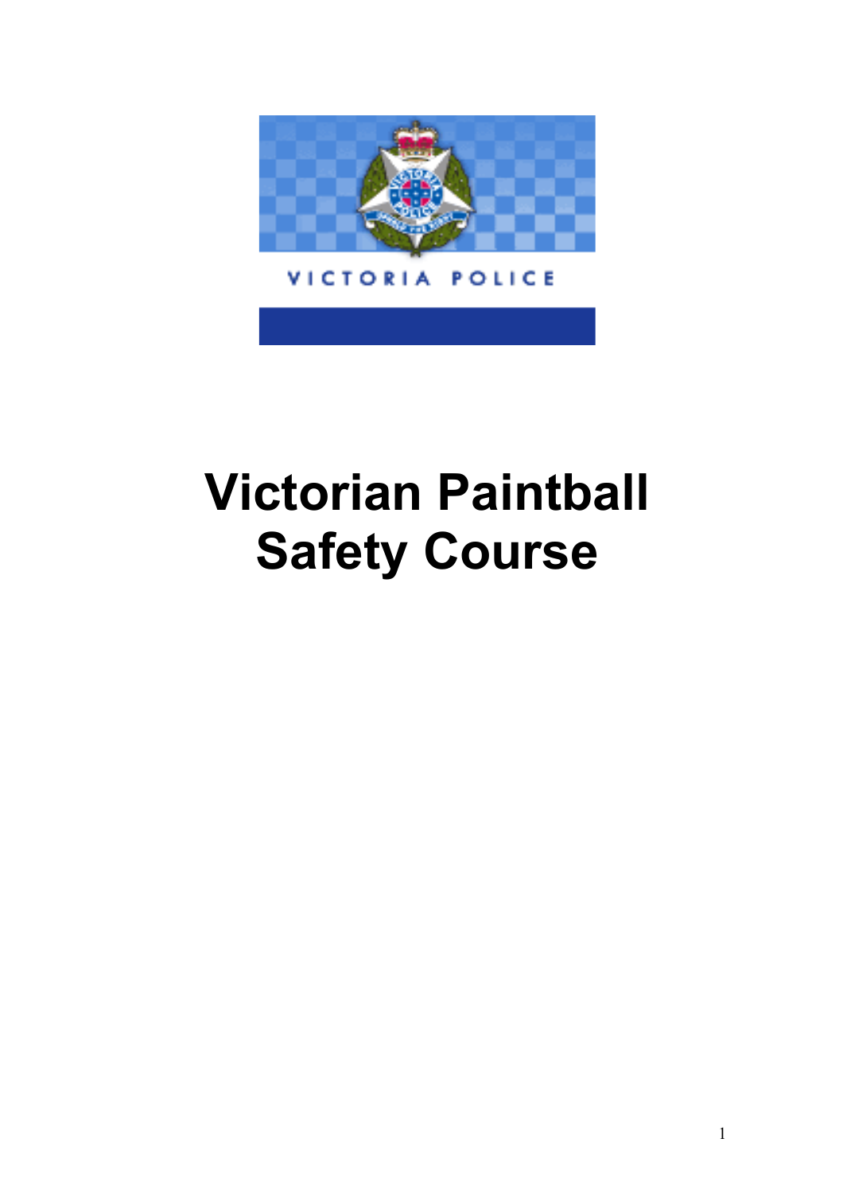VICTORIA POLICE

# Victorian Paintball Safety Course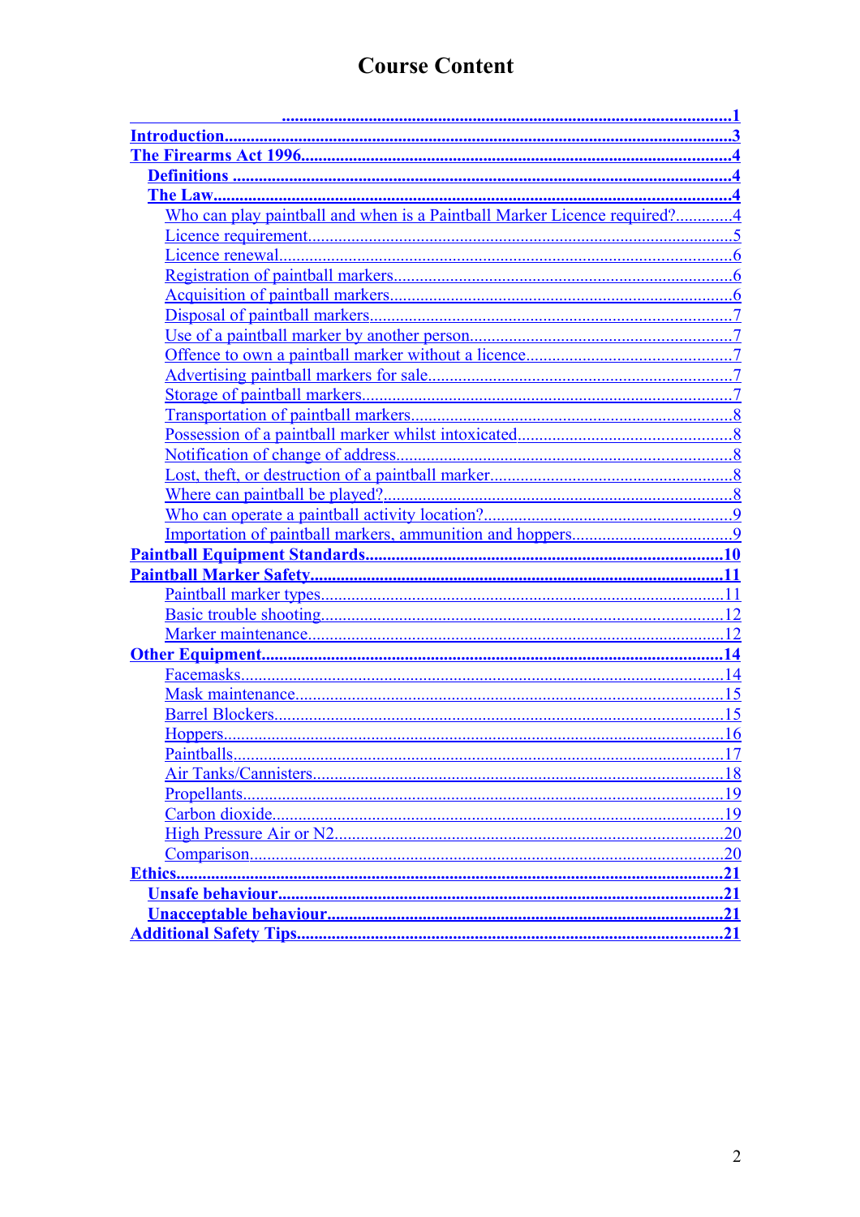# Course Content

- .......................................................................................................1
- Introduction.......................................................................................................3
- The Firearms Act 1996.......................................................................................4
  - Definitions .......................................................................................................4
  - The Law...........................................................................................................4
    - Who can play paintball and when is a Paintball Marker Licence required?.............4
    - Licence requirement..........................................................................................5
    - Licence renewal.................................................................................................6
    - Registration of paintball markers........................................................................6
    - Acquisition of paintball markers..........................................................................6
    - Disposal of paintball markers..............................................................................7
    - Use of a paintball marker by another person........................................................7
    - Offence to own a paintball marker without a licence..............................................7
    - Advertising paintball markers for sale..................................................................7
    - Storage of paintball markers...............................................................................7
    - Transportation of paintball markers.....................................................................8
    - Possession of a paintball marker whilst intoxicated...............................................8
    - Notification of change of address.......................................................................8
    - Lost, theft, or destruction of a paintball marker....................................................8
    - Where can paintball be played?..........................................................................8
    - Who can operate a paintball activity location?.......................................................9
    - Importation of paintball markers, ammunition and hoppers....................................9
- Paintball Equipment Standards.........................................................................10
- Paintball Marker Safety.....................................................................................11
  - Paintball marker types.........................................................................................11
  - Basic trouble shooting.........................................................................................12
  - Marker maintenance............................................................................................12
- Other Equipment................................................................................................14
  - Facemasks...........................................................................................................14
  - Mask maintenance...............................................................................................15
  - Barrel Blockers....................................................................................................15
  - Hoppers...............................................................................................................16
  - Paintballs.............................................................................................................17
  - Air Tanks/Cannisters............................................................................................18
  - Propellants..........................................................................................................19
  - Carbon dioxide....................................................................................................19
  - High Pressure Air or N2.......................................................................................20
  - Comparison.........................................................................................................20
- Ethics..................................................................................................................21
  - Unsafe behaviour................................................................................................21
  - Unacceptable behaviour......................................................................................21
- Additional Safety Tips.........................................................................................21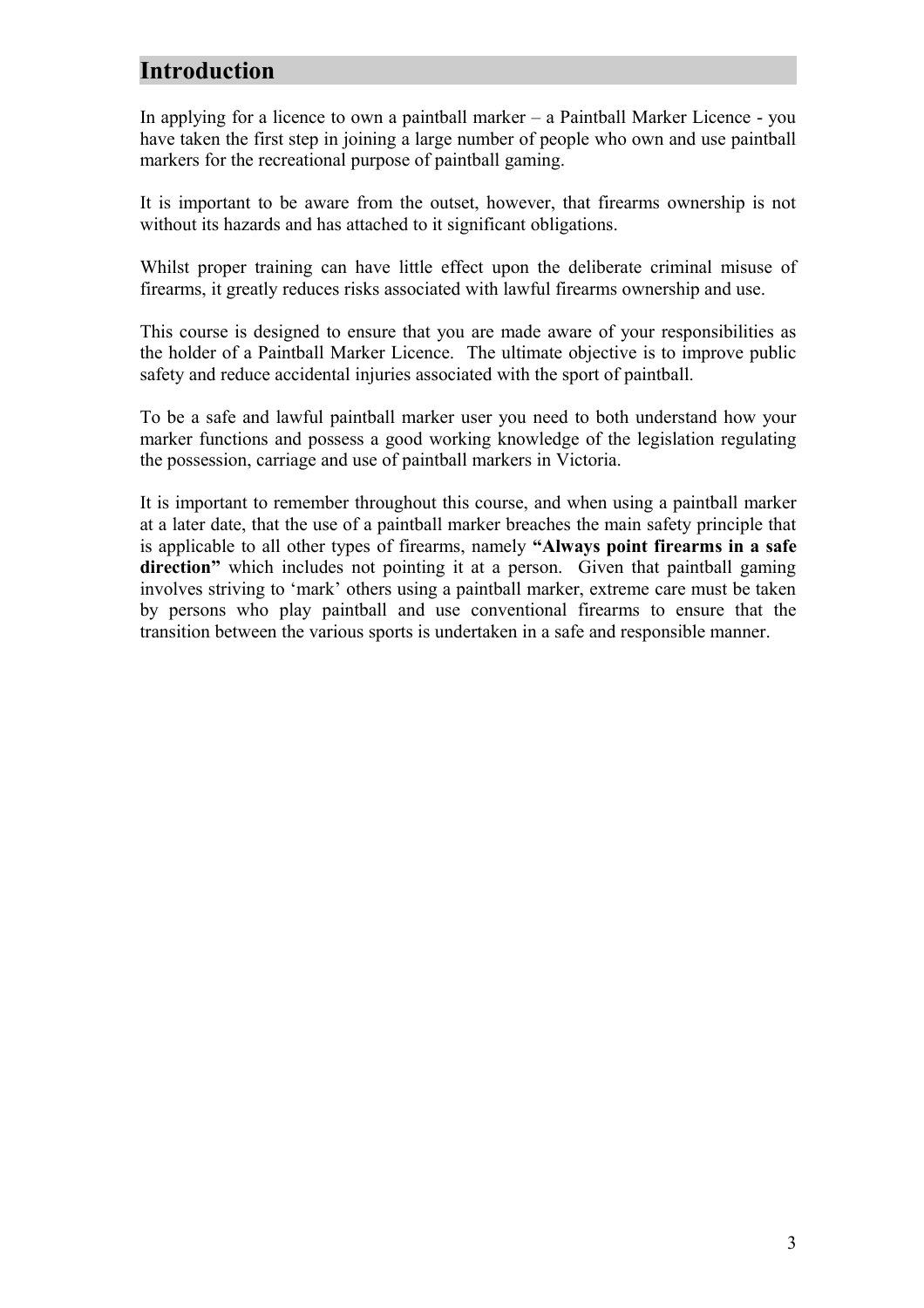## Introduction

In applying for a licence to own a paintball marker – a Paintball Marker Licence - you have taken the first step in joining a large number of people who own and use paintball markers for the recreational purpose of paintball gaming.

It is important to be aware from the outset, however, that firearms ownership is not without its hazards and has attached to it significant obligations.

Whilst proper training can have little effect upon the deliberate criminal misuse of firearms, it greatly reduces risks associated with lawful firearms ownership and use.

This course is designed to ensure that you are made aware of your responsibilities as the holder of a Paintball Marker Licence. The ultimate objective is to improve public safety and reduce accidental injuries associated with the sport of paintball.

To be a safe and lawful paintball marker user you need to both understand how your marker functions and possess a good working knowledge of the legislation regulating the possession, carriage and use of paintball markers in Victoria.

It is important to remember throughout this course, and when using a paintball marker at a later date, that the use of a paintball marker breaches the main safety principle that is applicable to all other types of firearms, namely **"Always point firearms in a safe direction"** which includes not pointing it at a person. Given that paintball gaming involves striving to 'mark' others using a paintball marker, extreme care must be taken by persons who play paintball and use conventional firearms to ensure that the transition between the various sports is undertaken in a safe and responsible manner.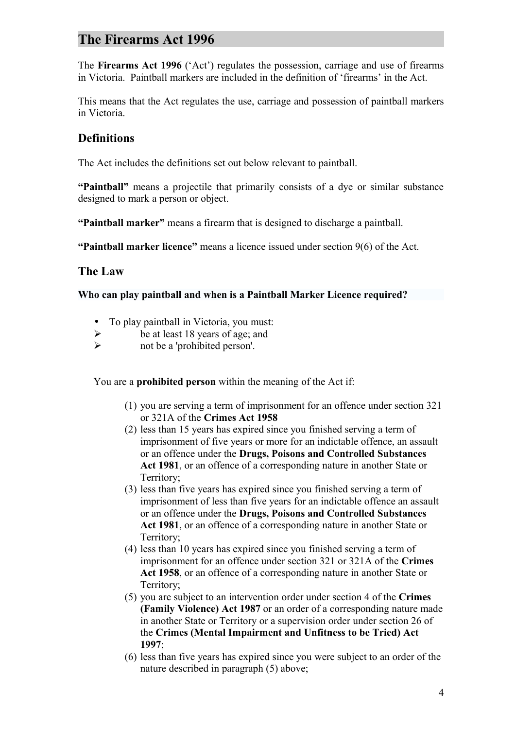# The Firearms Act 1996

The **Firearms Act 1996** ('Act') regulates the possession, carriage and use of firearms in Victoria. Paintball markers are included in the definition of 'firearms' in the Act.

This means that the Act regulates the use, carriage and possession of paintball markers in Victoria.

## Definitions

The Act includes the definitions set out below relevant to paintball.

**"Paintball"** means a projectile that primarily consists of a dye or similar substance designed to mark a person or object.

**"Paintball marker"** means a firearm that is designed to discharge a paintball.

**"Paintball marker licence"** means a licence issued under section 9(6) of the Act.

## The Law

**Who can play paintball and when is a Paintball Marker Licence required?**

- To play paintball in Victoria, you must:
  - be at least 18 years of age; and
  - not be a 'prohibited person'.

You are a **prohibited person** within the meaning of the Act if:

(1) you are serving a term of imprisonment for an offence under section 321 or 321A of the **Crimes Act 1958**

(2) less than 15 years has expired since you finished serving a term of imprisonment of five years or more for an indictable offence, an assault or an offence under the **Drugs, Poisons and Controlled Substances Act 1981**, or an offence of a corresponding nature in another State or Territory;

(3) less than five years has expired since you finished serving a term of imprisonment of less than five years for an indictable offence an assault or an offence under the **Drugs, Poisons and Controlled Substances Act 1981**, or an offence of a corresponding nature in another State or Territory;

(4) less than 10 years has expired since you finished serving a term of imprisonment for an offence under section 321 or 321A of the **Crimes Act 1958**, or an offence of a corresponding nature in another State or Territory;

(5) you are subject to an intervention order under section 4 of the **Crimes (Family Violence) Act 1987** or an order of a corresponding nature made in another State or Territory or a supervision order under section 26 of the **Crimes (Mental Impairment and Unfitness to be Tried) Act 1997**;

(6) less than five years has expired since you were subject to an order of the nature described in paragraph (5) above;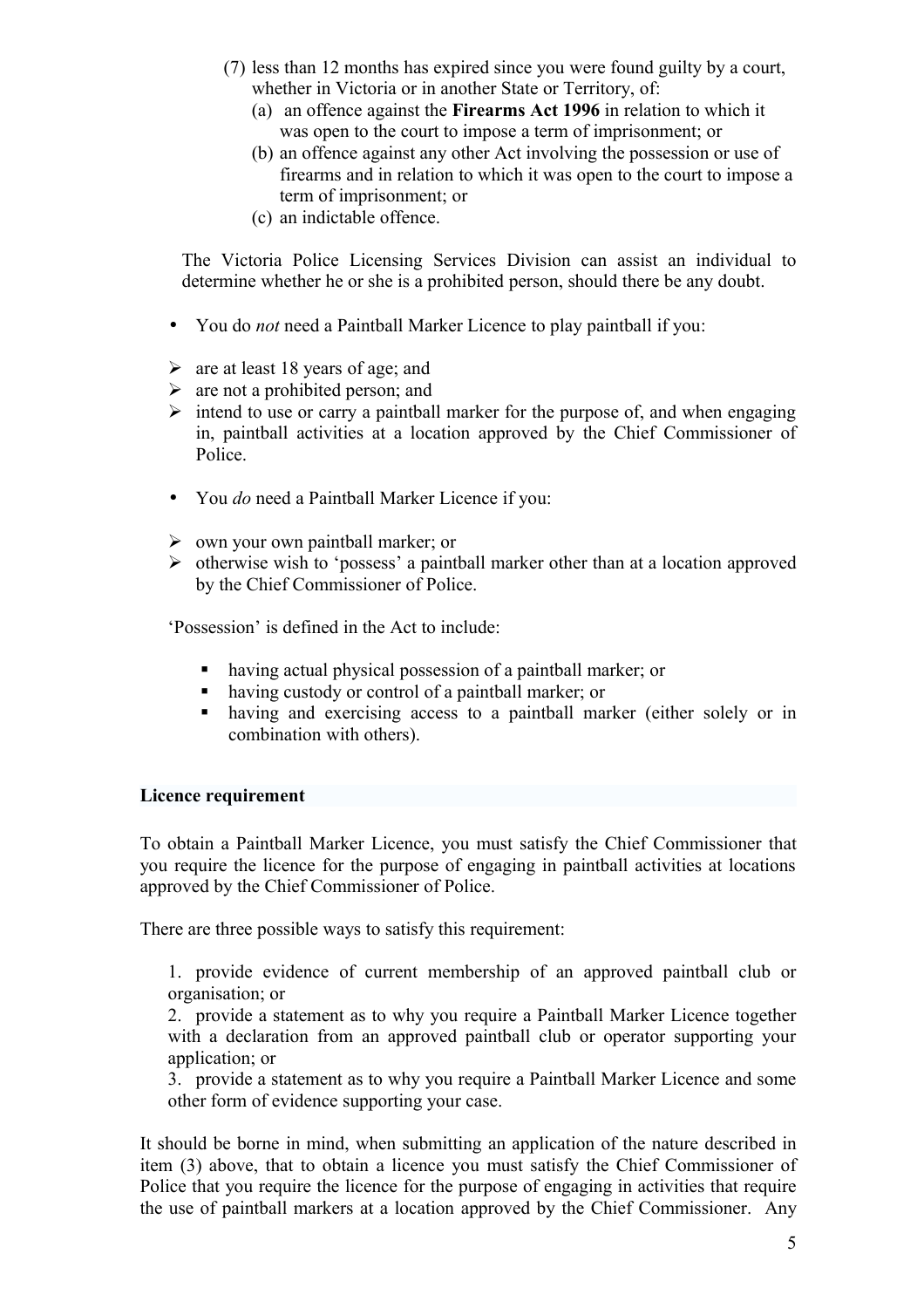(7) less than 12 months has expired since you were found guilty by a court, whether in Victoria or in another State or Territory, of:
   (a) an offence against the **Firearms Act 1996** in relation to which it was open to the court to impose a term of imprisonment; or
   (b) an offence against any other Act involving the possession or use of firearms and in relation to which it was open to the court to impose a term of imprisonment; or
   (c) an indictable offence.

The Victoria Police Licensing Services Division can assist an individual to determine whether he or she is a prohibited person, should there be any doubt.

- You do *not* need a Paintball Marker Licence to play paintball if you:

  - are at least 18 years of age; and
  - are not a prohibited person; and
  - intend to use or carry a paintball marker for the purpose of, and when engaging in, paintball activities at a location approved by the Chief Commissioner of Police.

- You *do* need a Paintball Marker Licence if you:

  - own your own paintball marker; or
  - otherwise wish to 'possess' a paintball marker other than at a location approved by the Chief Commissioner of Police.

'Possession' is defined in the Act to include:

- having actual physical possession of a paintball marker; or
- having custody or control of a paintball marker; or
- having and exercising access to a paintball marker (either solely or in combination with others).

**Licence requirement**

To obtain a Paintball Marker Licence, you must satisfy the Chief Commissioner that you require the licence for the purpose of engaging in paintball activities at locations approved by the Chief Commissioner of Police.

There are three possible ways to satisfy this requirement:

1. provide evidence of current membership of an approved paintball club or organisation; or
2. provide a statement as to why you require a Paintball Marker Licence together with a declaration from an approved paintball club or operator supporting your application; or
3. provide a statement as to why you require a Paintball Marker Licence and some other form of evidence supporting your case.

It should be borne in mind, when submitting an application of the nature described in item (3) above, that to obtain a licence you must satisfy the Chief Commissioner of Police that you require the licence for the purpose of engaging in activities that require the use of paintball markers at a location approved by the Chief Commissioner. Any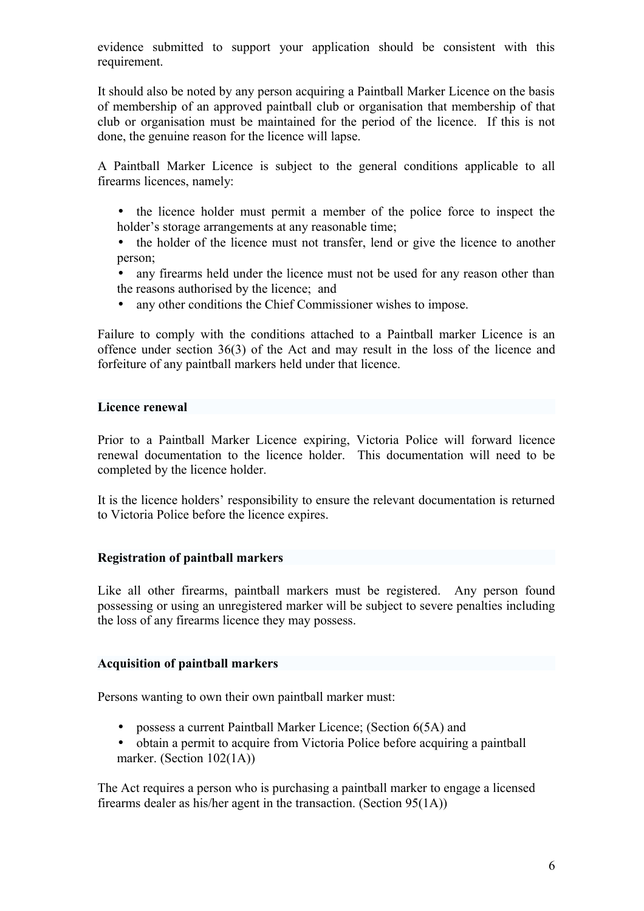evidence submitted to support your application should be consistent with this requirement.

It should also be noted by any person acquiring a Paintball Marker Licence on the basis of membership of an approved paintball club or organisation that membership of that club or organisation must be maintained for the period of the licence. If this is not done, the genuine reason for the licence will lapse.

A Paintball Marker Licence is subject to the general conditions applicable to all firearms licences, namely:

- the licence holder must permit a member of the police force to inspect the holder's storage arrangements at any reasonable time;
- the holder of the licence must not transfer, lend or give the licence to another person;
- any firearms held under the licence must not be used for any reason other than the reasons authorised by the licence; and
- any other conditions the Chief Commissioner wishes to impose.

Failure to comply with the conditions attached to a Paintball marker Licence is an offence under section 36(3) of the Act and may result in the loss of the licence and forfeiture of any paintball markers held under that licence.

## Licence renewal

Prior to a Paintball Marker Licence expiring, Victoria Police will forward licence renewal documentation to the licence holder. This documentation will need to be completed by the licence holder.

It is the licence holders' responsibility to ensure the relevant documentation is returned to Victoria Police before the licence expires.

## Registration of paintball markers

Like all other firearms, paintball markers must be registered. Any person found possessing or using an unregistered marker will be subject to severe penalties including the loss of any firearms licence they may possess.

## Acquisition of paintball markers

Persons wanting to own their own paintball marker must:

- possess a current Paintball Marker Licence; (Section 6(5A) and
- obtain a permit to acquire from Victoria Police before acquiring a paintball marker. (Section 102(1A))

The Act requires a person who is purchasing a paintball marker to engage a licensed firearms dealer as his/her agent in the transaction. (Section 95(1A))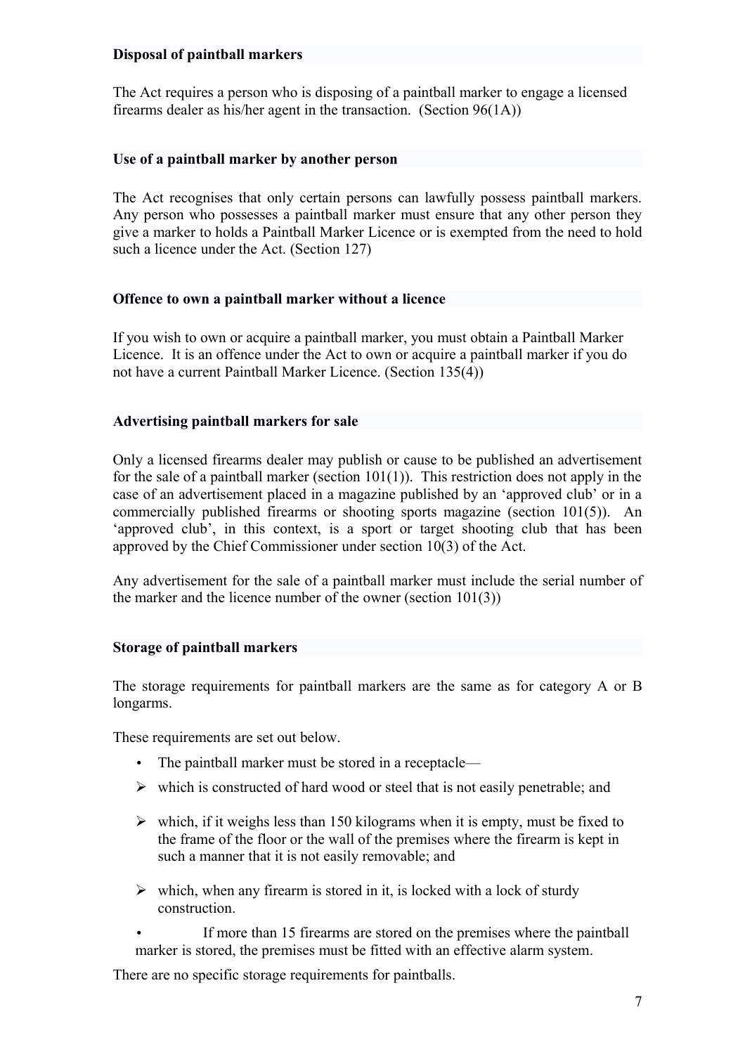### Disposal of paintball markers

The Act requires a person who is disposing of a paintball marker to engage a licensed firearms dealer as his/her agent in the transaction. (Section 96(1A))

### Use of a paintball marker by another person

The Act recognises that only certain persons can lawfully possess paintball markers. Any person who possesses a paintball marker must ensure that any other person they give a marker to holds a Paintball Marker Licence or is exempted from the need to hold such a licence under the Act. (Section 127)

### Offence to own a paintball marker without a licence

If you wish to own or acquire a paintball marker, you must obtain a Paintball Marker Licence. It is an offence under the Act to own or acquire a paintball marker if you do not have a current Paintball Marker Licence. (Section 135(4))

### Advertising paintball markers for sale

Only a licensed firearms dealer may publish or cause to be published an advertisement for the sale of a paintball marker (section 101(1)). This restriction does not apply in the case of an advertisement placed in a magazine published by an 'approved club' or in a commercially published firearms or shooting sports magazine (section 101(5)). An 'approved club', in this context, is a sport or target shooting club that has been approved by the Chief Commissioner under section 10(3) of the Act.

Any advertisement for the sale of a paintball marker must include the serial number of the marker and the licence number of the owner (section 101(3))

### Storage of paintball markers

The storage requirements for paintball markers are the same as for category A or B longarms.

These requirements are set out below.

- The paintball marker must be stored in a receptacle—
  - which is constructed of hard wood or steel that is not easily penetrable; and
  - which, if it weighs less than 150 kilograms when it is empty, must be fixed to the frame of the floor or the wall of the premises where the firearm is kept in such a manner that it is not easily removable; and
  - which, when any firearm is stored in it, is locked with a lock of sturdy construction.
- If more than 15 firearms are stored on the premises where the paintball marker is stored, the premises must be fitted with an effective alarm system.

There are no specific storage requirements for paintballs.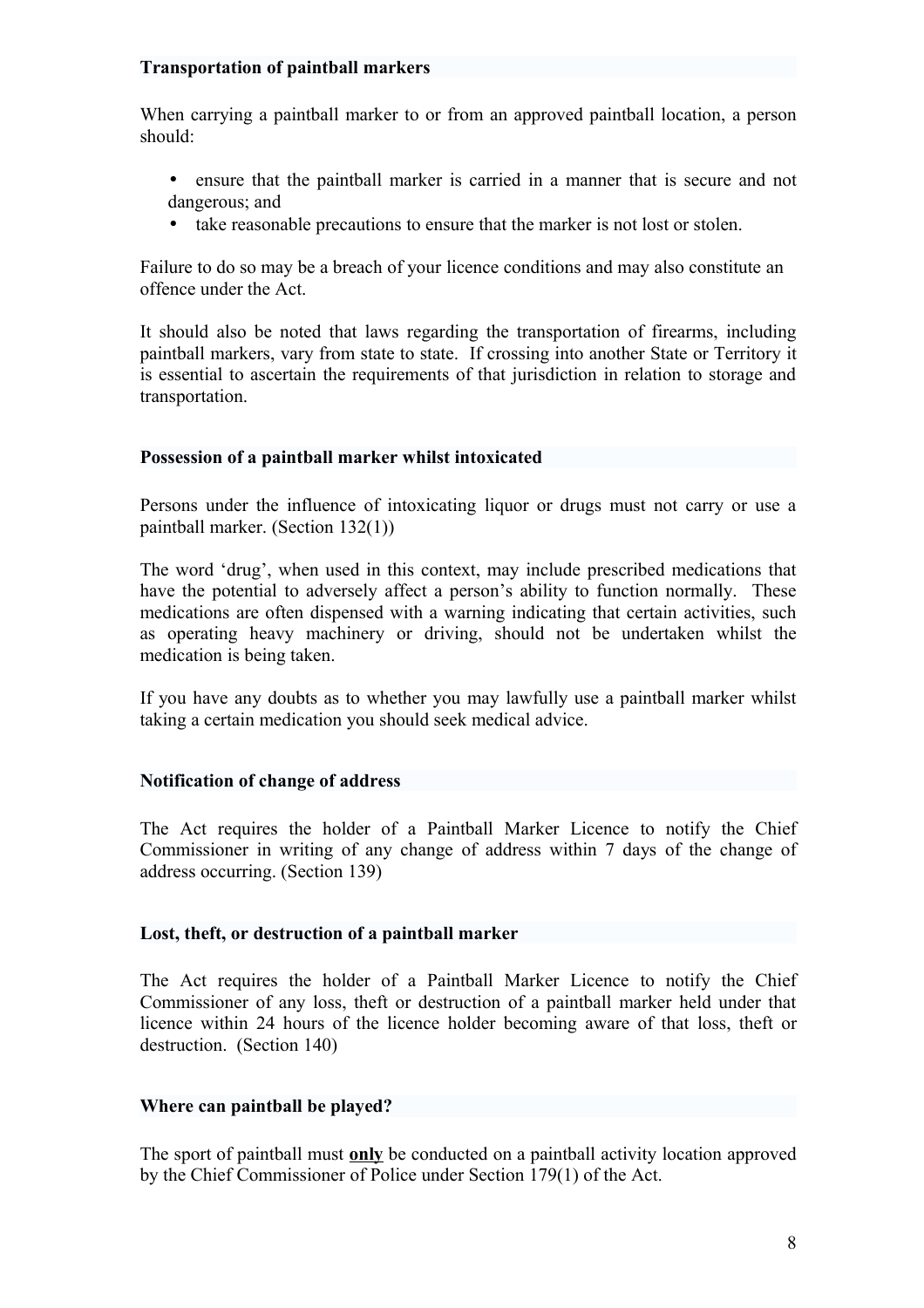### Transportation of paintball markers

When carrying a paintball marker to or from an approved paintball location, a person should:

- ensure that the paintball marker is carried in a manner that is secure and not dangerous; and
- take reasonable precautions to ensure that the marker is not lost or stolen.

Failure to do so may be a breach of your licence conditions and may also constitute an offence under the Act.

It should also be noted that laws regarding the transportation of firearms, including paintball markers, vary from state to state. If crossing into another State or Territory it is essential to ascertain the requirements of that jurisdiction in relation to storage and transportation.

### Possession of a paintball marker whilst intoxicated

Persons under the influence of intoxicating liquor or drugs must not carry or use a paintball marker. (Section 132(1))

The word 'drug', when used in this context, may include prescribed medications that have the potential to adversely affect a person's ability to function normally. These medications are often dispensed with a warning indicating that certain activities, such as operating heavy machinery or driving, should not be undertaken whilst the medication is being taken.

If you have any doubts as to whether you may lawfully use a paintball marker whilst taking a certain medication you should seek medical advice.

### Notification of change of address

The Act requires the holder of a Paintball Marker Licence to notify the Chief Commissioner in writing of any change of address within 7 days of the change of address occurring. (Section 139)

### Lost, theft, or destruction of a paintball marker

The Act requires the holder of a Paintball Marker Licence to notify the Chief Commissioner of any loss, theft or destruction of a paintball marker held under that licence within 24 hours of the licence holder becoming aware of that loss, theft or destruction. (Section 140)

### Where can paintball be played?

The sport of paintball must <u>**only**</u> be conducted on a paintball activity location approved by the Chief Commissioner of Police under Section 179(1) of the Act.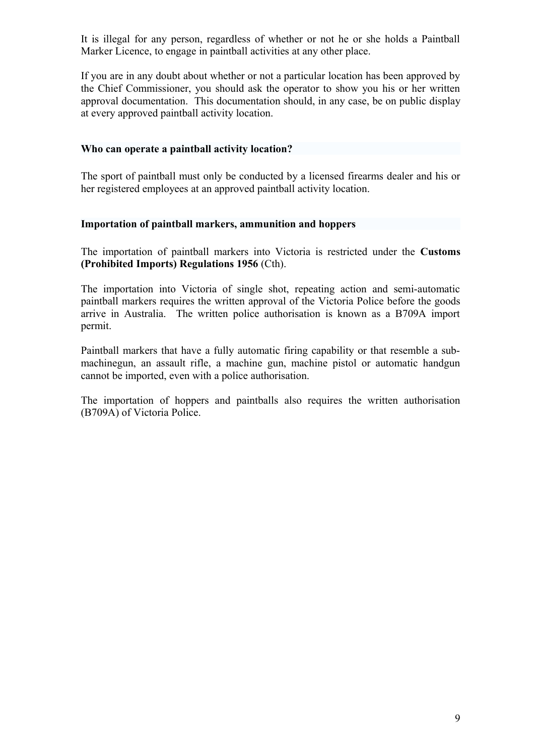It is illegal for any person, regardless of whether or not he or she holds a Paintball Marker Licence, to engage in paintball activities at any other place.

If you are in any doubt about whether or not a particular location has been approved by the Chief Commissioner, you should ask the operator to show you his or her written approval documentation. This documentation should, in any case, be on public display at every approved paintball activity location.

### Who can operate a paintball activity location?

The sport of paintball must only be conducted by a licensed firearms dealer and his or her registered employees at an approved paintball activity location.

### Importation of paintball markers, ammunition and hoppers

The importation of paintball markers into Victoria is restricted under the **Customs (Prohibited Imports) Regulations 1956** (Cth).

The importation into Victoria of single shot, repeating action and semi-automatic paintball markers requires the written approval of the Victoria Police before the goods arrive in Australia. The written police authorisation is known as a B709A import permit.

Paintball markers that have a fully automatic firing capability or that resemble a sub-machinegun, an assault rifle, a machine gun, machine pistol or automatic handgun cannot be imported, even with a police authorisation.

The importation of hoppers and paintballs also requires the written authorisation (B709A) of Victoria Police.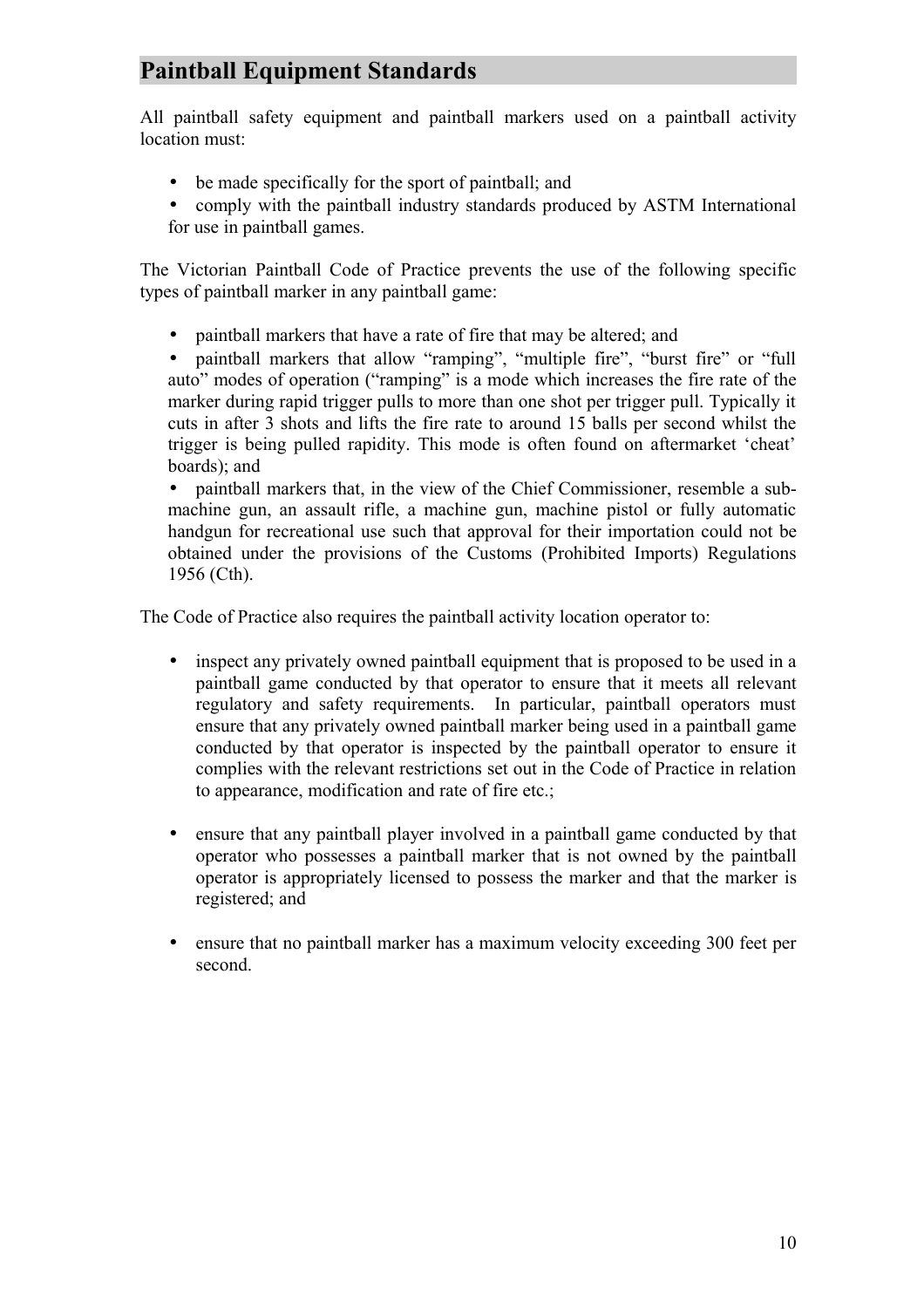## Paintball Equipment Standards

All paintball safety equipment and paintball markers used on a paintball activity location must:

- be made specifically for the sport of paintball; and
- comply with the paintball industry standards produced by ASTM International for use in paintball games.

The Victorian Paintball Code of Practice prevents the use of the following specific types of paintball marker in any paintball game:

- paintball markers that have a rate of fire that may be altered; and
- paintball markers that allow "ramping", "multiple fire", "burst fire" or "full auto" modes of operation ("ramping" is a mode which increases the fire rate of the marker during rapid trigger pulls to more than one shot per trigger pull. Typically it cuts in after 3 shots and lifts the fire rate to around 15 balls per second whilst the trigger is being pulled rapidity. This mode is often found on aftermarket 'cheat' boards); and
- paintball markers that, in the view of the Chief Commissioner, resemble a sub-machine gun, an assault rifle, a machine gun, machine pistol or fully automatic handgun for recreational use such that approval for their importation could not be obtained under the provisions of the Customs (Prohibited Imports) Regulations 1956 (Cth).

The Code of Practice also requires the paintball activity location operator to:

- inspect any privately owned paintball equipment that is proposed to be used in a paintball game conducted by that operator to ensure that it meets all relevant regulatory and safety requirements. In particular, paintball operators must ensure that any privately owned paintball marker being used in a paintball game conducted by that operator is inspected by the paintball operator to ensure it complies with the relevant restrictions set out in the Code of Practice in relation to appearance, modification and rate of fire etc.;

- ensure that any paintball player involved in a paintball game conducted by that operator who possesses a paintball marker that is not owned by the paintball operator is appropriately licensed to possess the marker and that the marker is registered; and

- ensure that no paintball marker has a maximum velocity exceeding 300 feet per second.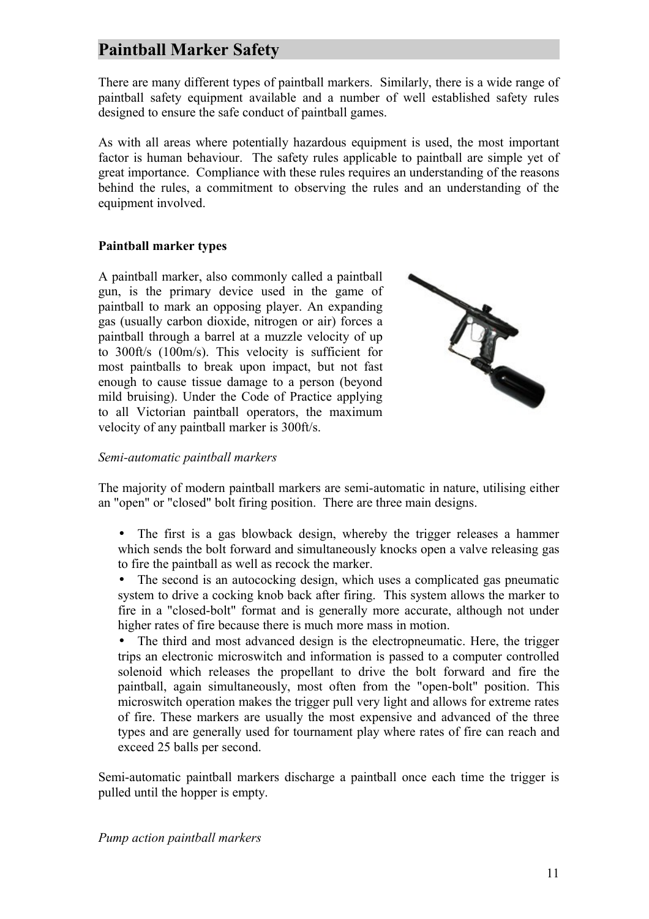## Paintball Marker Safety

There are many different types of paintball markers. Similarly, there is a wide range of paintball safety equipment available and a number of well established safety rules designed to ensure the safe conduct of paintball games.

As with all areas where potentially hazardous equipment is used, the most important factor is human behaviour. The safety rules applicable to paintball are simple yet of great importance. Compliance with these rules requires an understanding of the reasons behind the rules, a commitment to observing the rules and an understanding of the equipment involved.

### Paintball marker types

A paintball marker, also commonly called a paintball gun, is the primary device used in the game of paintball to mark an opposing player. An expanding gas (usually carbon dioxide, nitrogen or air) forces a paintball through a barrel at a muzzle velocity of up to 300ft/s (100m/s). This velocity is sufficient for most paintballs to break upon impact, but not fast enough to cause tissue damage to a person (beyond mild bruising). Under the Code of Practice applying to all Victorian paintball operators, the maximum velocity of any paintball marker is 300ft/s.

*Semi-automatic paintball markers*

The majority of modern paintball markers are semi-automatic in nature, utilising either an "open" or "closed" bolt firing position. There are three main designs.

- The first is a gas blowback design, whereby the trigger releases a hammer which sends the bolt forward and simultaneously knocks open a valve releasing gas to fire the paintball as well as recock the marker.
- The second is an autococking design, which uses a complicated gas pneumatic system to drive a cocking knob back after firing. This system allows the marker to fire in a "closed-bolt" format and is generally more accurate, although not under higher rates of fire because there is much more mass in motion.
- The third and most advanced design is the electropneumatic. Here, the trigger trips an electronic microswitch and information is passed to a computer controlled solenoid which releases the propellant to drive the bolt forward and fire the paintball, again simultaneously, most often from the "open-bolt" position. This microswitch operation makes the trigger pull very light and allows for extreme rates of fire. These markers are usually the most expensive and advanced of the three types and are generally used for tournament play where rates of fire can reach and exceed 25 balls per second.

Semi-automatic paintball markers discharge a paintball once each time the trigger is pulled until the hopper is empty.

*Pump action paintball markers*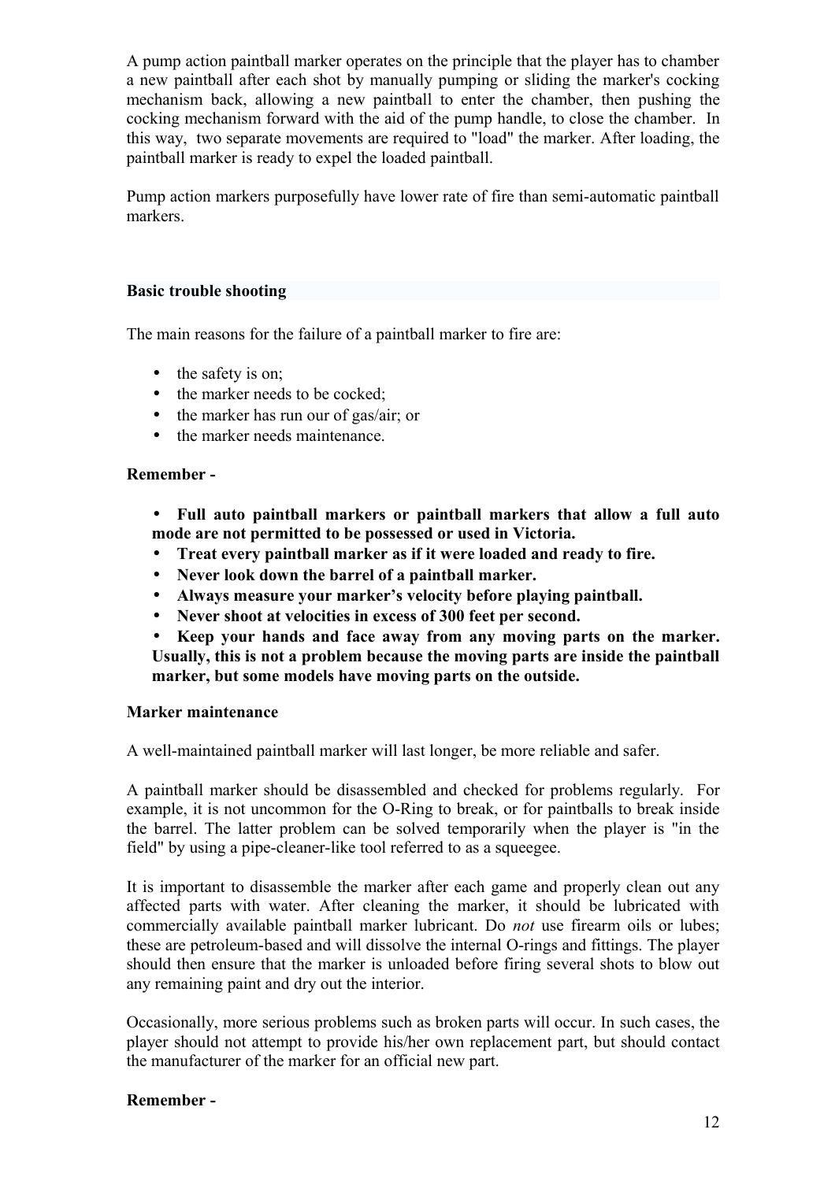A pump action paintball marker operates on the principle that the player has to chamber a new paintball after each shot by manually pumping or sliding the marker's cocking mechanism back, allowing a new paintball to enter the chamber, then pushing the cocking mechanism forward with the aid of the pump handle, to close the chamber. In this way, two separate movements are required to "load" the marker. After loading, the paintball marker is ready to expel the loaded paintball.

Pump action markers purposefully have lower rate of fire than semi-automatic paintball markers.

**Basic trouble shooting**

The main reasons for the failure of a paintball marker to fire are:

- the safety is on;
- the marker needs to be cocked;
- the marker has run our of gas/air; or
- the marker needs maintenance.

**Remember -**

- **Full auto paintball markers or paintball markers that allow a full auto mode are not permitted to be possessed or used in Victoria.**
- **Treat every paintball marker as if it were loaded and ready to fire.**
- **Never look down the barrel of a paintball marker.**
- **Always measure your marker's velocity before playing paintball.**
- **Never shoot at velocities in excess of 300 feet per second.**
- **Keep your hands and face away from any moving parts on the marker. Usually, this is not a problem because the moving parts are inside the paintball marker, but some models have moving parts on the outside.**

**Marker maintenance**

A well-maintained paintball marker will last longer, be more reliable and safer.

A paintball marker should be disassembled and checked for problems regularly. For example, it is not uncommon for the O-Ring to break, or for paintballs to break inside the barrel. The latter problem can be solved temporarily when the player is "in the field" by using a pipe-cleaner-like tool referred to as a squeegee.

It is important to disassemble the marker after each game and properly clean out any affected parts with water. After cleaning the marker, it should be lubricated with commercially available paintball marker lubricant. Do *not* use firearm oils or lubes; these are petroleum-based and will dissolve the internal O-rings and fittings. The player should then ensure that the marker is unloaded before firing several shots to blow out any remaining paint and dry out the interior.

Occasionally, more serious problems such as broken parts will occur. In such cases, the player should not attempt to provide his/her own replacement part, but should contact the manufacturer of the marker for an official new part.

**Remember -**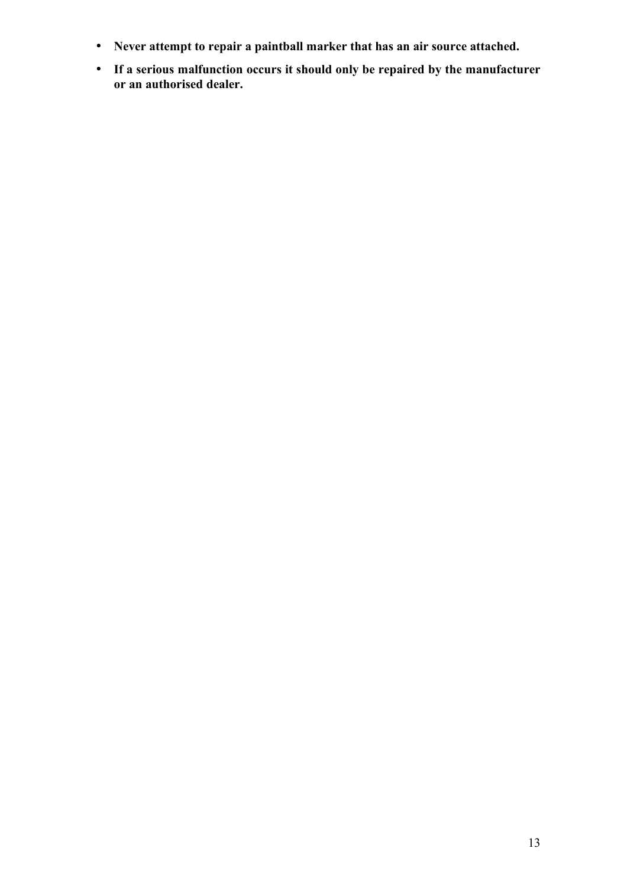- **Never attempt to repair a paintball marker that has an air source attached.**
- **If a serious malfunction occurs it should only be repaired by the manufacturer or an authorised dealer.**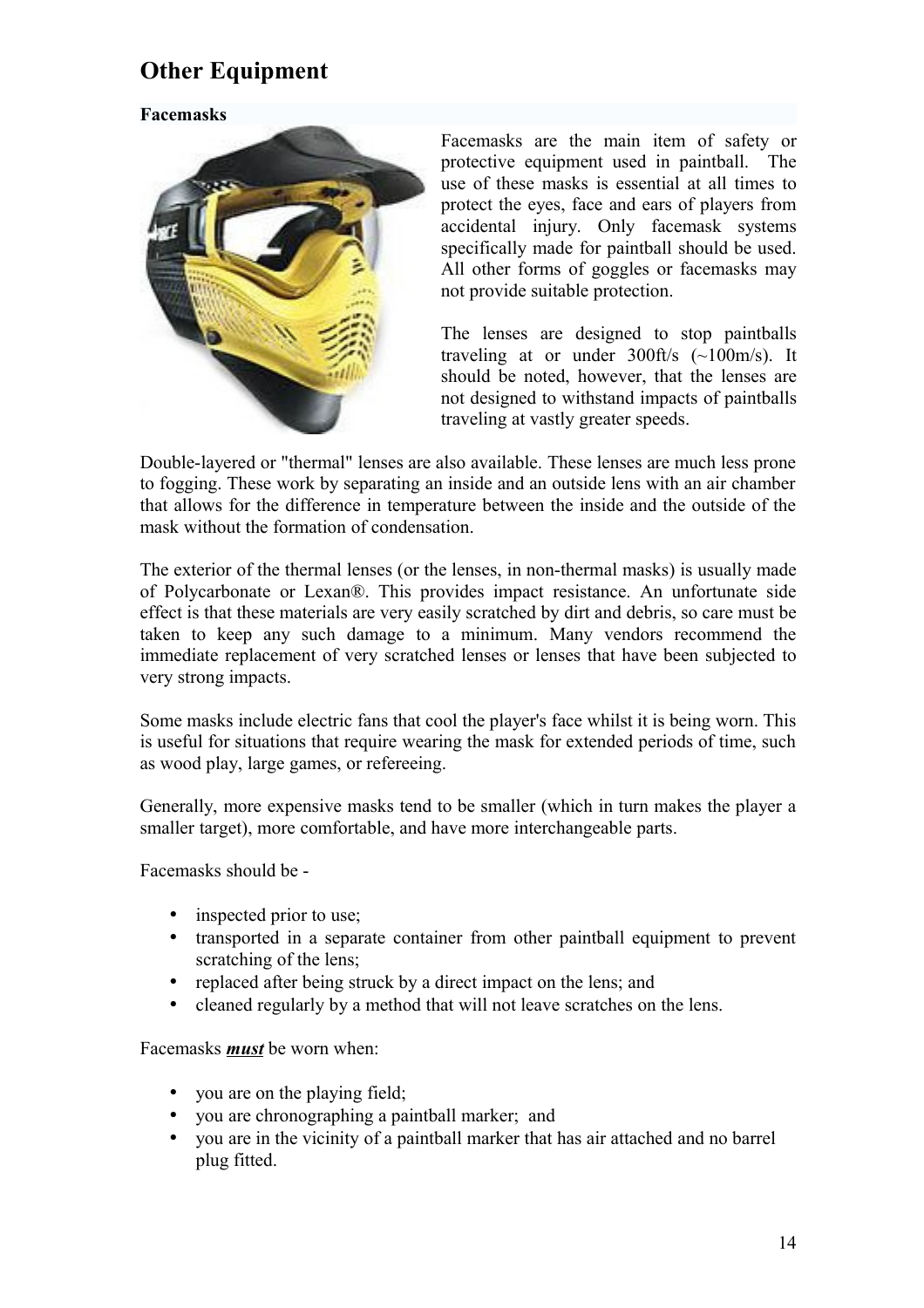# Other Equipment

**Facemasks**

Facemasks are the main item of safety or protective equipment used in paintball. The use of these masks is essential at all times to protect the eyes, face and ears of players from accidental injury. Only facemask systems specifically made for paintball should be used. All other forms of goggles or facemasks may not provide suitable protection.

The lenses are designed to stop paintballs traveling at or under 300ft/s (~100m/s). It should be noted, however, that the lenses are not designed to withstand impacts of paintballs traveling at vastly greater speeds.

Double-layered or "thermal" lenses are also available. These lenses are much less prone to fogging. These work by separating an inside and an outside lens with an air chamber that allows for the difference in temperature between the inside and the outside of the mask without the formation of condensation.

The exterior of the thermal lenses (or the lenses, in non-thermal masks) is usually made of Polycarbonate or Lexan®. This provides impact resistance. An unfortunate side effect is that these materials are very easily scratched by dirt and debris, so care must be taken to keep any such damage to a minimum. Many vendors recommend the immediate replacement of very scratched lenses or lenses that have been subjected to very strong impacts.

Some masks include electric fans that cool the player's face whilst it is being worn. This is useful for situations that require wearing the mask for extended periods of time, such as wood play, large games, or refereeing.

Generally, more expensive masks tend to be smaller (which in turn makes the player a smaller target), more comfortable, and have more interchangeable parts.

Facemasks should be -

- inspected prior to use;
- transported in a separate container from other paintball equipment to prevent scratching of the lens;
- replaced after being struck by a direct impact on the lens; and
- cleaned regularly by a method that will not leave scratches on the lens.

Facemasks ***must*** be worn when:

- you are on the playing field;
- you are chronographing a paintball marker; and
- you are in the vicinity of a paintball marker that has air attached and no barrel plug fitted.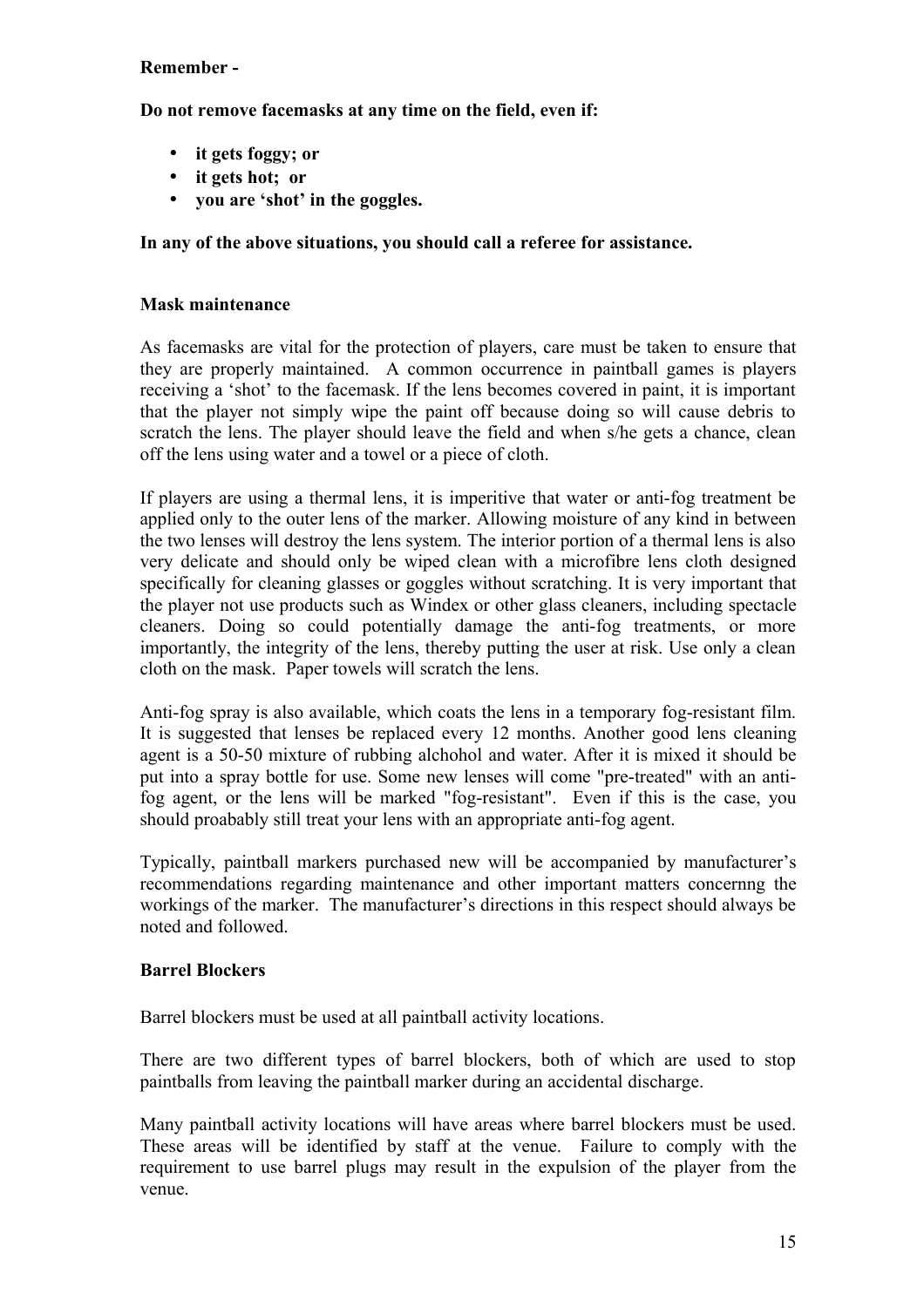**Remember -**

**Do not remove facemasks at any time on the field, even if:**

- **it gets foggy; or**
- **it gets hot; or**
- **you are 'shot' in the goggles.**

**In any of the above situations, you should call a referee for assistance.**

**Mask maintenance**

As facemasks are vital for the protection of players, care must be taken to ensure that they are properly maintained. A common occurrence in paintball games is players receiving a 'shot' to the facemask. If the lens becomes covered in paint, it is important that the player not simply wipe the paint off because doing so will cause debris to scratch the lens. The player should leave the field and when s/he gets a chance, clean off the lens using water and a towel or a piece of cloth.

If players are using a thermal lens, it is imperitive that water or anti-fog treatment be applied only to the outer lens of the marker. Allowing moisture of any kind in between the two lenses will destroy the lens system. The interior portion of a thermal lens is also very delicate and should only be wiped clean with a microfibre lens cloth designed specifically for cleaning glasses or goggles without scratching. It is very important that the player not use products such as Windex or other glass cleaners, including spectacle cleaners. Doing so could potentially damage the anti-fog treatments, or more importantly, the integrity of the lens, thereby putting the user at risk. Use only a clean cloth on the mask. Paper towels will scratch the lens.

Anti-fog spray is also available, which coats the lens in a temporary fog-resistant film. It is suggested that lenses be replaced every 12 months. Another good lens cleaning agent is a 50-50 mixture of rubbing alchohol and water. After it is mixed it should be put into a spray bottle for use. Some new lenses will come "pre-treated" with an anti-fog agent, or the lens will be marked "fog-resistant". Even if this is the case, you should proabably still treat your lens with an appropriate anti-fog agent.

Typically, paintball markers purchased new will be accompanied by manufacturer's recommendations regarding maintenance and other important matters concernng the workings of the marker. The manufacturer's directions in this respect should always be noted and followed.

**Barrel Blockers**

Barrel blockers must be used at all paintball activity locations.

There are two different types of barrel blockers, both of which are used to stop paintballs from leaving the paintball marker during an accidental discharge.

Many paintball activity locations will have areas where barrel blockers must be used. These areas will be identified by staff at the venue. Failure to comply with the requirement to use barrel plugs may result in the expulsion of the player from the venue.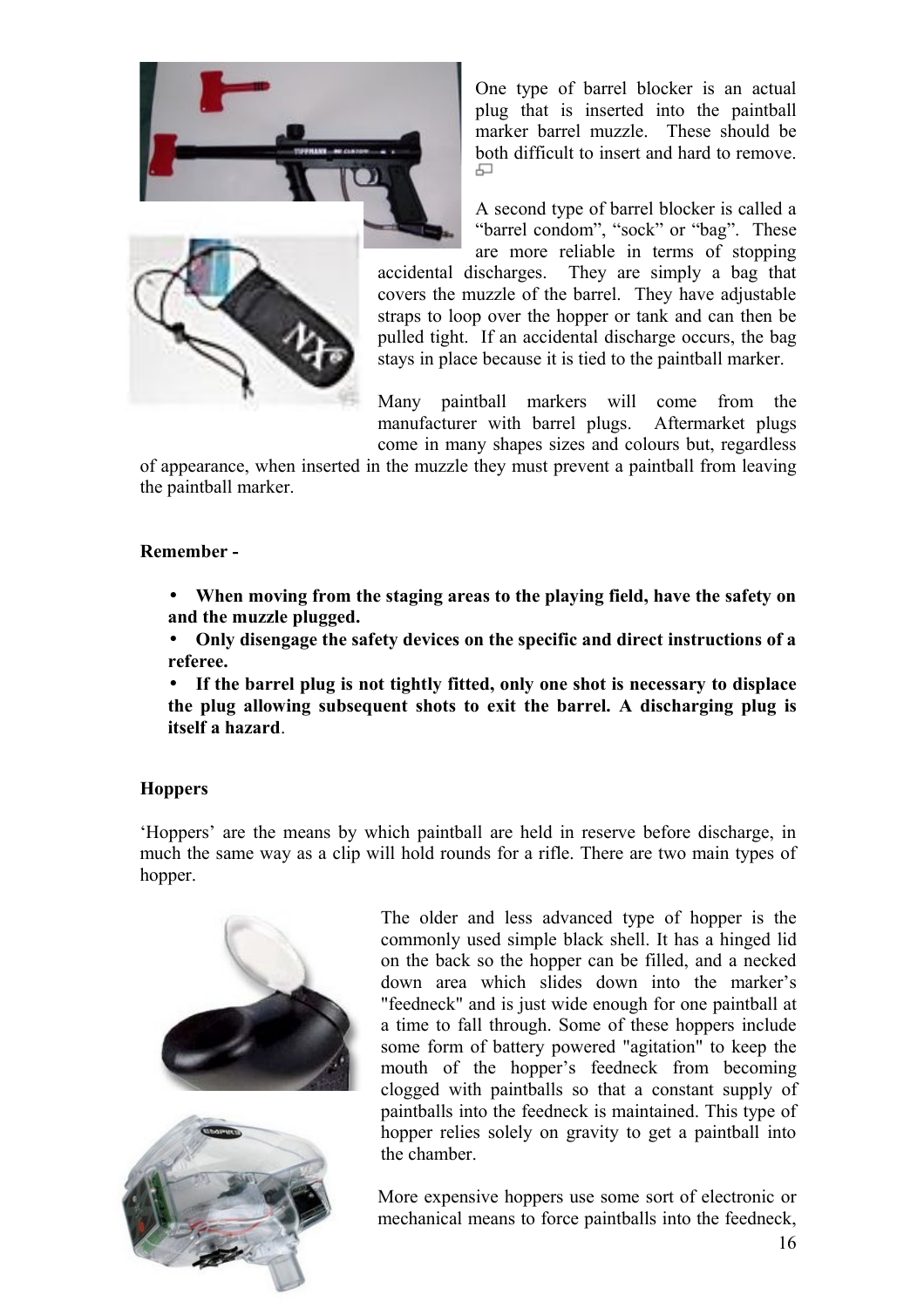One type of barrel blocker is an actual plug that is inserted into the paintball marker barrel muzzle. These should be both difficult to insert and hard to remove.

A second type of barrel blocker is called a "barrel condom", "sock" or "bag". These are more reliable in terms of stopping accidental discharges. They are simply a bag that covers the muzzle of the barrel. They have adjustable straps to loop over the hopper or tank and can then be pulled tight. If an accidental discharge occurs, the bag stays in place because it is tied to the paintball marker.

Many paintball markers will come from the manufacturer with barrel plugs. Aftermarket plugs come in many shapes sizes and colours but, regardless of appearance, when inserted in the muzzle they must prevent a paintball from leaving the paintball marker.

**Remember -**

- **When moving from the staging areas to the playing field, have the safety on and the muzzle plugged.**
- **Only disengage the safety devices on the specific and direct instructions of a referee.**
- **If the barrel plug is not tightly fitted, only one shot is necessary to displace the plug allowing subsequent shots to exit the barrel. A discharging plug is itself a hazard**.

**Hoppers**

'Hoppers' are the means by which paintball are held in reserve before discharge, in much the same way as a clip will hold rounds for a rifle. There are two main types of hopper.

The older and less advanced type of hopper is the commonly used simple black shell. It has a hinged lid on the back so the hopper can be filled, and a necked down area which slides down into the marker's "feedneck" and is just wide enough for one paintball at a time to fall through. Some of these hoppers include some form of battery powered "agitation" to keep the mouth of the hopper's feedneck from becoming clogged with paintballs so that a constant supply of paintballs into the feedneck is maintained. This type of hopper relies solely on gravity to get a paintball into the chamber.

More expensive hoppers use some sort of electronic or mechanical means to force paintballs into the feedneck,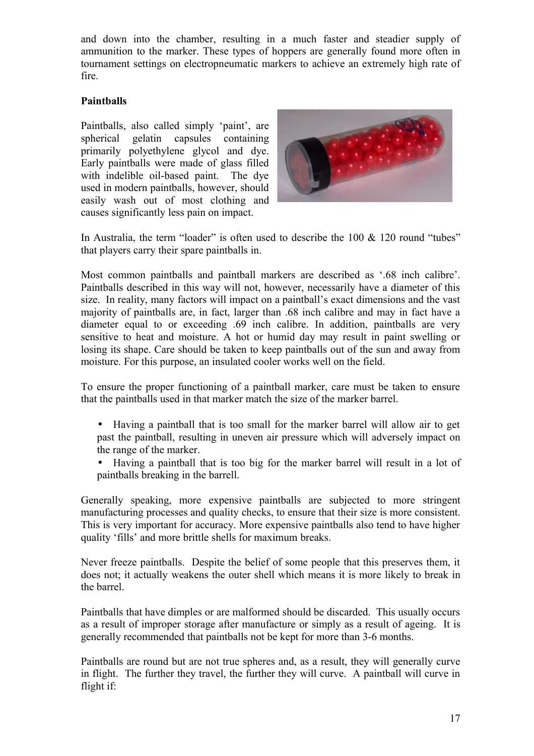and down into the chamber, resulting in a much faster and steadier supply of ammunition to the marker. These types of hoppers are generally found more often in tournament settings on electropneumatic markers to achieve an extremely high rate of fire.

**Paintballs**

Paintballs, also called simply 'paint', are spherical gelatin capsules containing primarily polyethylene glycol and dye. Early paintballs were made of glass filled with indelible oil-based paint. The dye used in modern paintballs, however, should easily wash out of most clothing and causes significantly less pain on impact.

In Australia, the term "loader" is often used to describe the 100 & 120 round "tubes" that players carry their spare paintballs in.

Most common paintballs and paintball markers are described as '.68 inch calibre'. Paintballs described in this way will not, however, necessarily have a diameter of this size. In reality, many factors will impact on a paintball's exact dimensions and the vast majority of paintballs are, in fact, larger than .68 inch calibre and may in fact have a diameter equal to or exceeding .69 inch calibre. In addition, paintballs are very sensitive to heat and moisture. A hot or humid day may result in paint swelling or losing its shape. Care should be taken to keep paintballs out of the sun and away from moisture. For this purpose, an insulated cooler works well on the field.

To ensure the proper functioning of a paintball marker, care must be taken to ensure that the paintballs used in that marker match the size of the marker barrel.

- Having a paintball that is too small for the marker barrel will allow air to get past the paintball, resulting in uneven air pressure which will adversely impact on the range of the marker.
- Having a paintball that is too big for the marker barrel will result in a lot of paintballs breaking in the barrell.

Generally speaking, more expensive paintballs are subjected to more stringent manufacturing processes and quality checks, to ensure that their size is more consistent. This is very important for accuracy. More expensive paintballs also tend to have higher quality 'fills' and more brittle shells for maximum breaks.

Never freeze paintballs. Despite the belief of some people that this preserves them, it does not; it actually weakens the outer shell which means it is more likely to break in the barrel.

Paintballs that have dimples or are malformed should be discarded. This usually occurs as a result of improper storage after manufacture or simply as a result of ageing. It is generally recommended that paintballs not be kept for more than 3-6 months.

Paintballs are round but are not true spheres and, as a result, they will generally curve in flight. The further they travel, the further they will curve. A paintball will curve in flight if: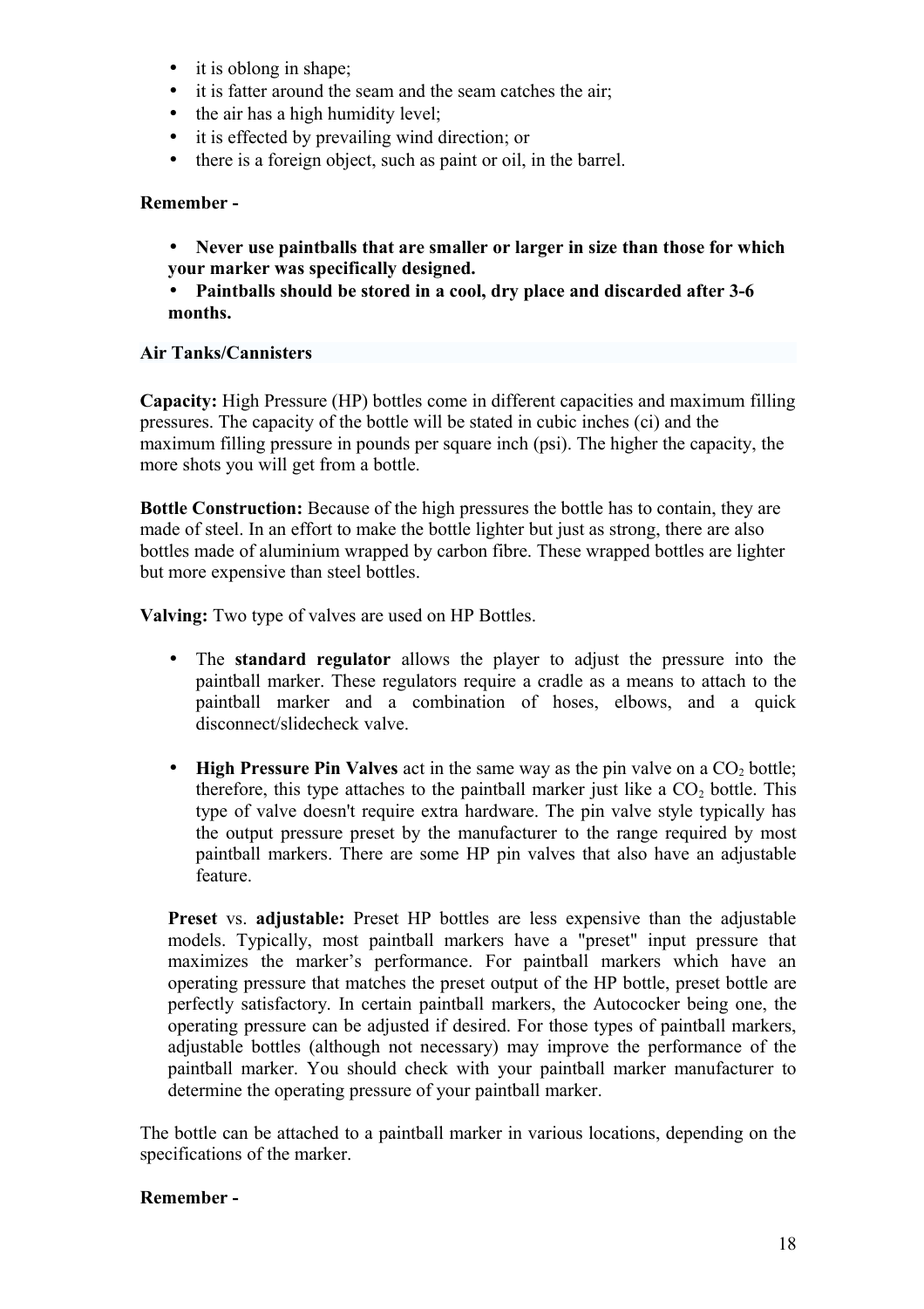- it is oblong in shape;
- it is fatter around the seam and the seam catches the air;
- the air has a high humidity level;
- it is effected by prevailing wind direction; or
- there is a foreign object, such as paint or oil, in the barrel.

**Remember -**

- **Never use paintballs that are smaller or larger in size than those for which your marker was specifically designed.**
- **Paintballs should be stored in a cool, dry place and discarded after 3-6 months.**

**Air Tanks/Cannisters**

**Capacity:** High Pressure (HP) bottles come in different capacities and maximum filling pressures. The capacity of the bottle will be stated in cubic inches (ci) and the maximum filling pressure in pounds per square inch (psi). The higher the capacity, the more shots you will get from a bottle.

**Bottle Construction:** Because of the high pressures the bottle has to contain, they are made of steel. In an effort to make the bottle lighter but just as strong, there are also bottles made of aluminium wrapped by carbon fibre. These wrapped bottles are lighter but more expensive than steel bottles.

**Valving:** Two type of valves are used on HP Bottles.

- The **standard regulator** allows the player to adjust the pressure into the paintball marker. These regulators require a cradle as a means to attach to the paintball marker and a combination of hoses, elbows, and a quick disconnect/slidecheck valve.

- **High Pressure Pin Valves** act in the same way as the pin valve on a $CO_2$ bottle; therefore, this type attaches to the paintball marker just like a $CO_2$ bottle. This type of valve doesn't require extra hardware. The pin valve style typically has the output pressure preset by the manufacturer to the range required by most paintball markers. There are some HP pin valves that also have an adjustable feature.

**Preset** vs. **adjustable:** Preset HP bottles are less expensive than the adjustable models. Typically, most paintball markers have a "preset" input pressure that maximizes the marker's performance. For paintball markers which have an operating pressure that matches the preset output of the HP bottle, preset bottle are perfectly satisfactory. In certain paintball markers, the Autococker being one, the operating pressure can be adjusted if desired. For those types of paintball markers, adjustable bottles (although not necessary) may improve the performance of the paintball marker. You should check with your paintball marker manufacturer to determine the operating pressure of your paintball marker.

The bottle can be attached to a paintball marker in various locations, depending on the specifications of the marker.

**Remember -**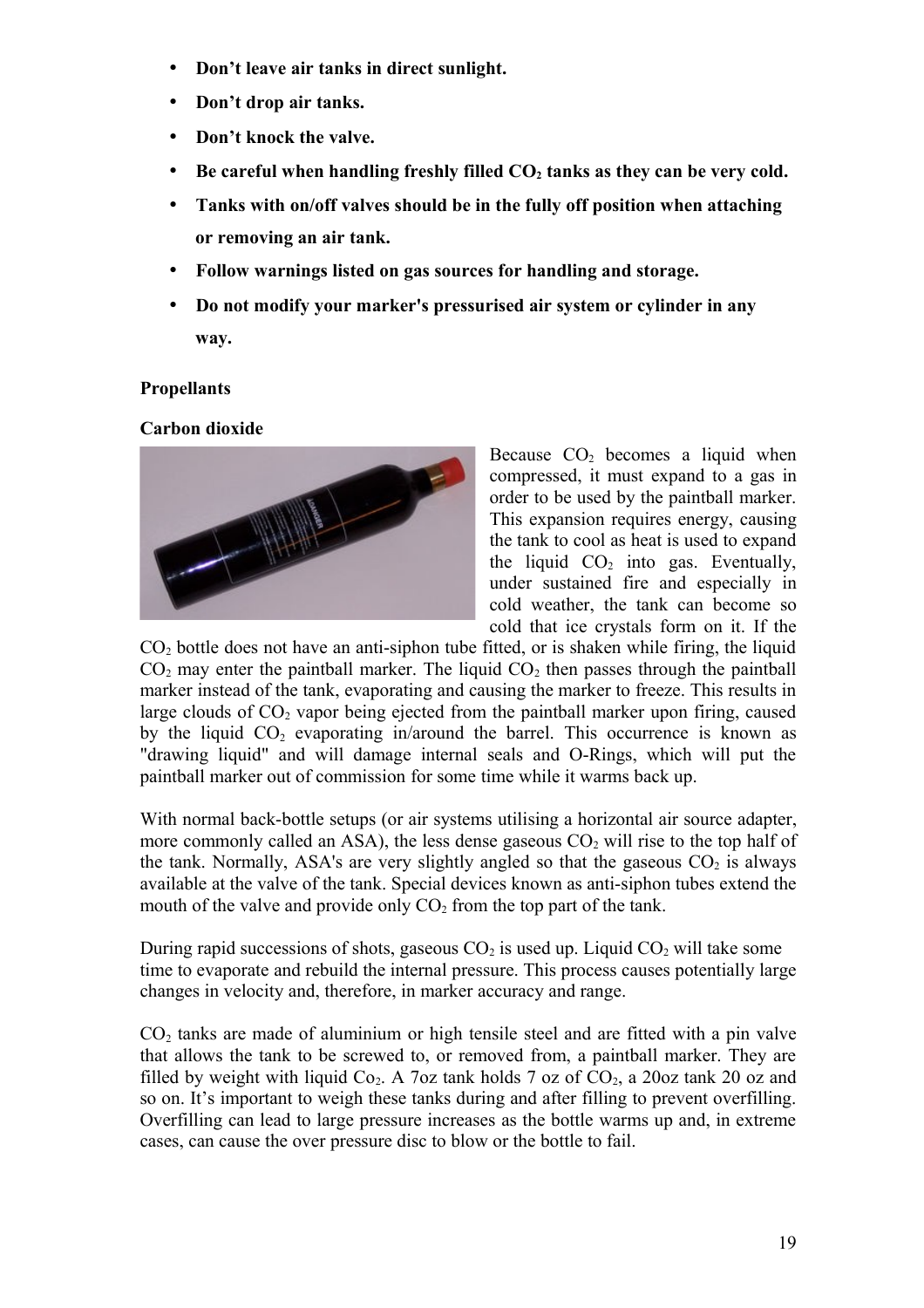- **Don't leave air tanks in direct sunlight.**
- **Don't drop air tanks.**
- **Don't knock the valve.**
- **Be careful when handling freshly filled $CO_2$ tanks as they can be very cold.**
- **Tanks with on/off valves should be in the fully off position when attaching or removing an air tank.**
- **Follow warnings listed on gas sources for handling and storage.**
- **Do not modify your marker's pressurised air system or cylinder in any way.**

**Propellants**

**Carbon dioxide**

Because $CO_2$ becomes a liquid when compressed, it must expand to a gas in order to be used by the paintball marker. This expansion requires energy, causing the tank to cool as heat is used to expand the liquid $CO_2$ into gas. Eventually, under sustained fire and especially in cold weather, the tank can become so cold that ice crystals form on it. If the $CO_2$ bottle does not have an anti-siphon tube fitted, or is shaken while firing, the liquid $CO_2$ may enter the paintball marker. The liquid $CO_2$ then passes through the paintball marker instead of the tank, evaporating and causing the marker to freeze. This results in large clouds of $CO_2$ vapor being ejected from the paintball marker upon firing, caused by the liquid $CO_2$ evaporating in/around the barrel. This occurrence is known as "drawing liquid" and will damage internal seals and O-Rings, which will put the paintball marker out of commission for some time while it warms back up.

With normal back-bottle setups (or air systems utilising a horizontal air source adapter, more commonly called an ASA), the less dense gaseous $CO_2$ will rise to the top half of the tank. Normally, ASA's are very slightly angled so that the gaseous $CO_2$ is always available at the valve of the tank. Special devices known as anti-siphon tubes extend the mouth of the valve and provide only $CO_2$ from the top part of the tank.

During rapid successions of shots, gaseous $CO_2$ is used up. Liquid $CO_2$ will take some time to evaporate and rebuild the internal pressure. This process causes potentially large changes in velocity and, therefore, in marker accuracy and range.

$CO_2$ tanks are made of aluminium or high tensile steel and are fitted with a pin valve that allows the tank to be screwed to, or removed from, a paintball marker. They are filled by weight with liquid $Co_2$. A 7oz tank holds 7 oz of $CO_2$, a 20oz tank 20 oz and so on. It's important to weigh these tanks during and after filling to prevent overfilling. Overfilling can lead to large pressure increases as the bottle warms up and, in extreme cases, can cause the over pressure disc to blow or the bottle to fail.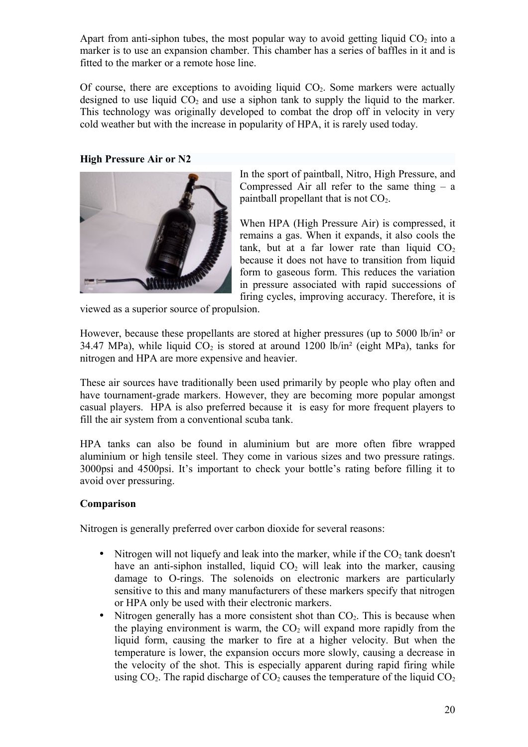Apart from anti-siphon tubes, the most popular way to avoid getting liquid $CO_2$ into a marker is to use an expansion chamber. This chamber has a series of baffles in it and is fitted to the marker or a remote hose line.

Of course, there are exceptions to avoiding liquid $CO_2$. Some markers were actually designed to use liquid $CO_2$ and use a siphon tank to supply the liquid to the marker. This technology was originally developed to combat the drop off in velocity in very cold weather but with the increase in popularity of HPA, it is rarely used today.

**High Pressure Air or N2**

In the sport of paintball, Nitro, High Pressure, and Compressed Air all refer to the same thing – a paintball propellant that is not $CO_2$.

When HPA (High Pressure Air) is compressed, it remains a gas. When it expands, it also cools the tank, but at a far lower rate than liquid $CO_2$ because it does not have to transition from liquid form to gaseous form. This reduces the variation in pressure associated with rapid successions of firing cycles, improving accuracy. Therefore, it is viewed as a superior source of propulsion.

However, because these propellants are stored at higher pressures (up to 5000 lb/in² or 34.47 MPa), while liquid $CO_2$ is stored at around 1200 lb/in² (eight MPa), tanks for nitrogen and HPA are more expensive and heavier.

These air sources have traditionally been used primarily by people who play often and have tournament-grade markers. However, they are becoming more popular amongst casual players. HPA is also preferred because it is easy for more frequent players to fill the air system from a conventional scuba tank.

HPA tanks can also be found in aluminium but are more often fibre wrapped aluminium or high tensile steel. They come in various sizes and two pressure ratings. 3000psi and 4500psi. It's important to check your bottle's rating before filling it to avoid over pressuring.

**Comparison**

Nitrogen is generally preferred over carbon dioxide for several reasons:

- Nitrogen will not liquefy and leak into the marker, while if the $CO_2$ tank doesn't have an anti-siphon installed, liquid $CO_2$ will leak into the marker, causing damage to O-rings. The solenoids on electronic markers are particularly sensitive to this and many manufacturers of these markers specify that nitrogen or HPA only be used with their electronic markers.
- Nitrogen generally has a more consistent shot than $CO_2$. This is because when the playing environment is warm, the $CO_2$ will expand more rapidly from the liquid form, causing the marker to fire at a higher velocity. But when the temperature is lower, the expansion occurs more slowly, causing a decrease in the velocity of the shot. This is especially apparent during rapid firing while using $CO_2$. The rapid discharge of $CO_2$ causes the temperature of the liquid $CO_2$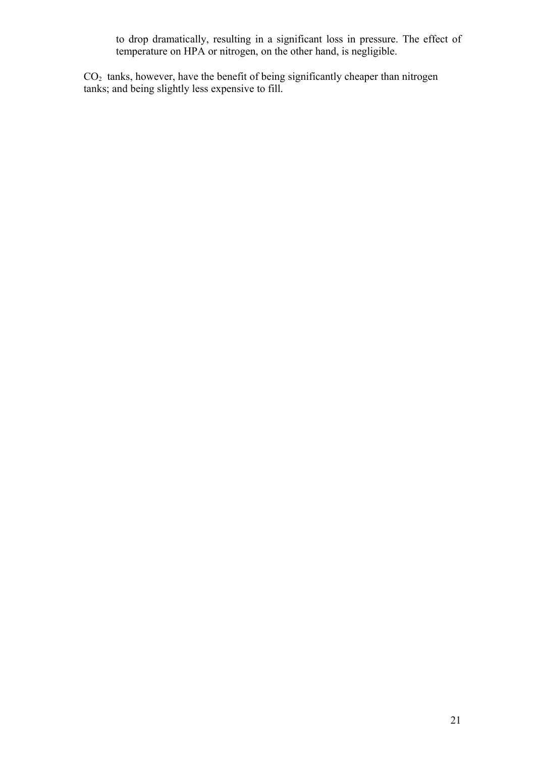to drop dramatically, resulting in a significant loss in pressure. The effect of temperature on HPA or nitrogen, on the other hand, is negligible.

$CO_2$ tanks, however, have the benefit of being significantly cheaper than nitrogen tanks; and being slightly less expensive to fill.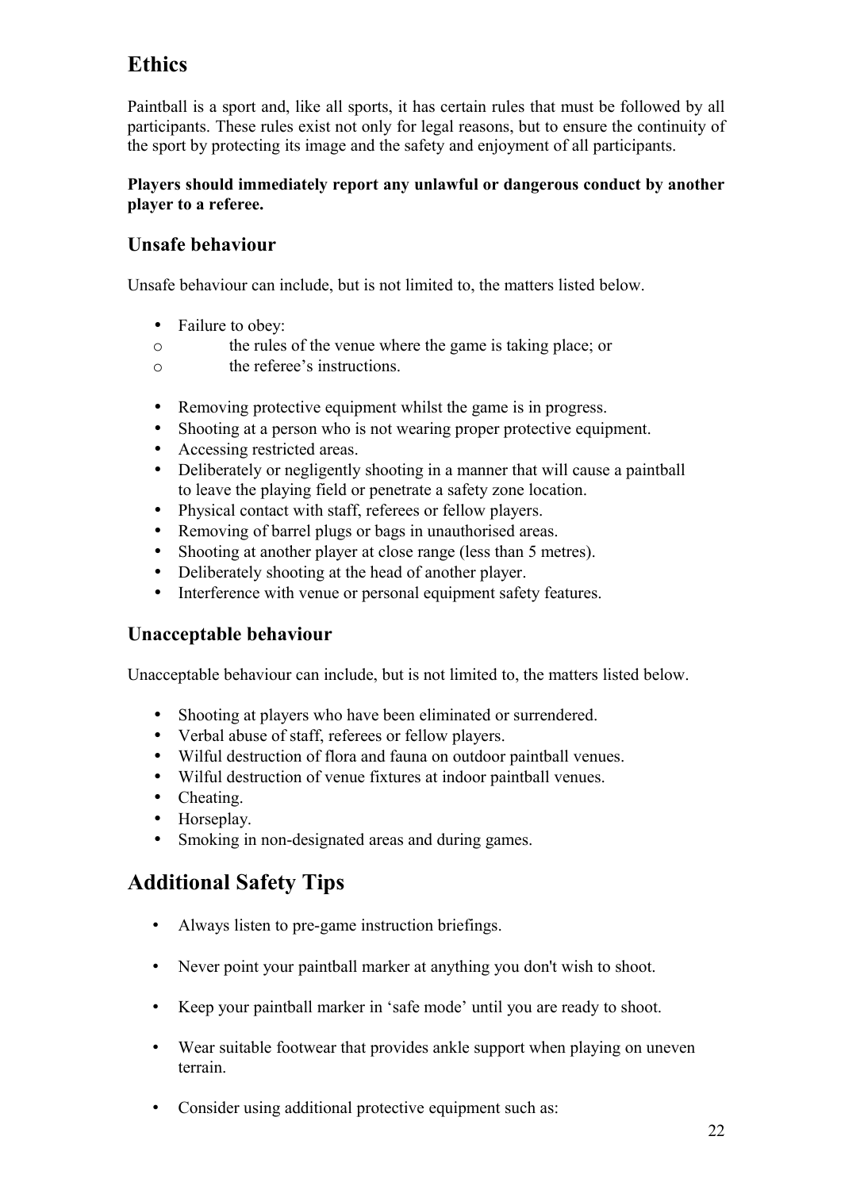## Ethics

Paintball is a sport and, like all sports, it has certain rules that must be followed by all participants. These rules exist not only for legal reasons, but to ensure the continuity of the sport by protecting its image and the safety and enjoyment of all participants.

**Players should immediately report any unlawful or dangerous conduct by another player to a referee.**

### Unsafe behaviour

Unsafe behaviour can include, but is not limited to, the matters listed below.

- Failure to obey:
  - the rules of the venue where the game is taking place; or
  - the referee's instructions.

- Removing protective equipment whilst the game is in progress.
- Shooting at a person who is not wearing proper protective equipment.
- Accessing restricted areas.
- Deliberately or negligently shooting in a manner that will cause a paintball to leave the playing field or penetrate a safety zone location.
- Physical contact with staff, referees or fellow players.
- Removing of barrel plugs or bags in unauthorised areas.
- Shooting at another player at close range (less than 5 metres).
- Deliberately shooting at the head of another player.
- Interference with venue or personal equipment safety features.

### Unacceptable behaviour

Unacceptable behaviour can include, but is not limited to, the matters listed below.

- Shooting at players who have been eliminated or surrendered.
- Verbal abuse of staff, referees or fellow players.
- Wilful destruction of flora and fauna on outdoor paintball venues.
- Wilful destruction of venue fixtures at indoor paintball venues.
- Cheating.
- Horseplay.
- Smoking in non-designated areas and during games.

## Additional Safety Tips

- Always listen to pre-game instruction briefings.

- Never point your paintball marker at anything you don't wish to shoot.

- Keep your paintball marker in 'safe mode' until you are ready to shoot.

- Wear suitable footwear that provides ankle support when playing on uneven terrain.

- Consider using additional protective equipment such as: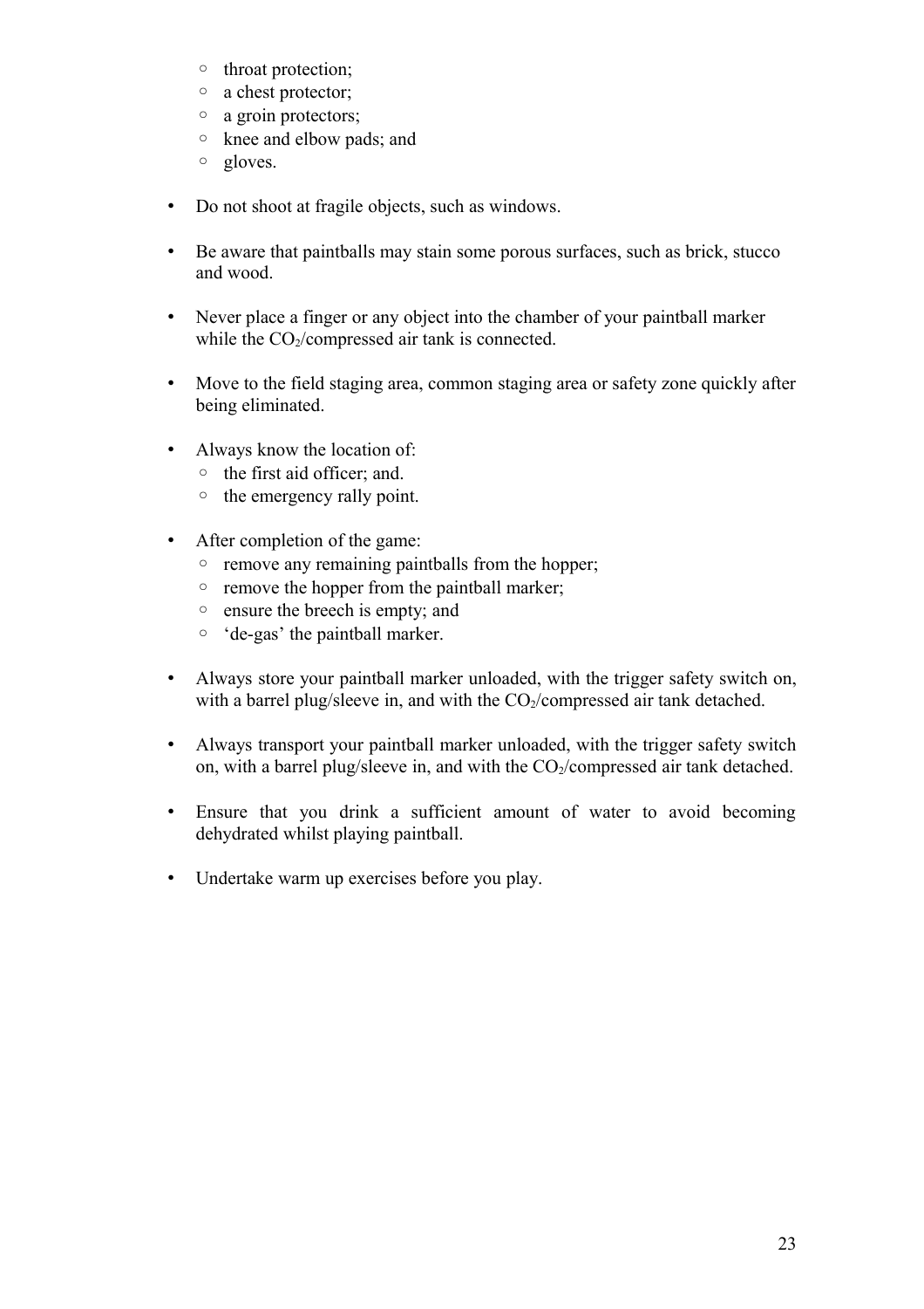- throat protection;
  - a chest protector;
  - a groin protectors;
  - knee and elbow pads; and
  - gloves.

- Do not shoot at fragile objects, such as windows.

- Be aware that paintballs may stain some porous surfaces, such as brick, stucco and wood.

- Never place a finger or any object into the chamber of your paintball marker while the $CO_2$/compressed air tank is connected.

- Move to the field staging area, common staging area or safety zone quickly after being eliminated.

- Always know the location of:
  - the first aid officer; and.
  - the emergency rally point.

- After completion of the game:
  - remove any remaining paintballs from the hopper;
  - remove the hopper from the paintball marker;
  - ensure the breech is empty; and
  - 'de-gas' the paintball marker.

- Always store your paintball marker unloaded, with the trigger safety switch on, with a barrel plug/sleeve in, and with the $CO_2$/compressed air tank detached.

- Always transport your paintball marker unloaded, with the trigger safety switch on, with a barrel plug/sleeve in, and with the $CO_2$/compressed air tank detached.

- Ensure that you drink a sufficient amount of water to avoid becoming dehydrated whilst playing paintball.

- Undertake warm up exercises before you play.